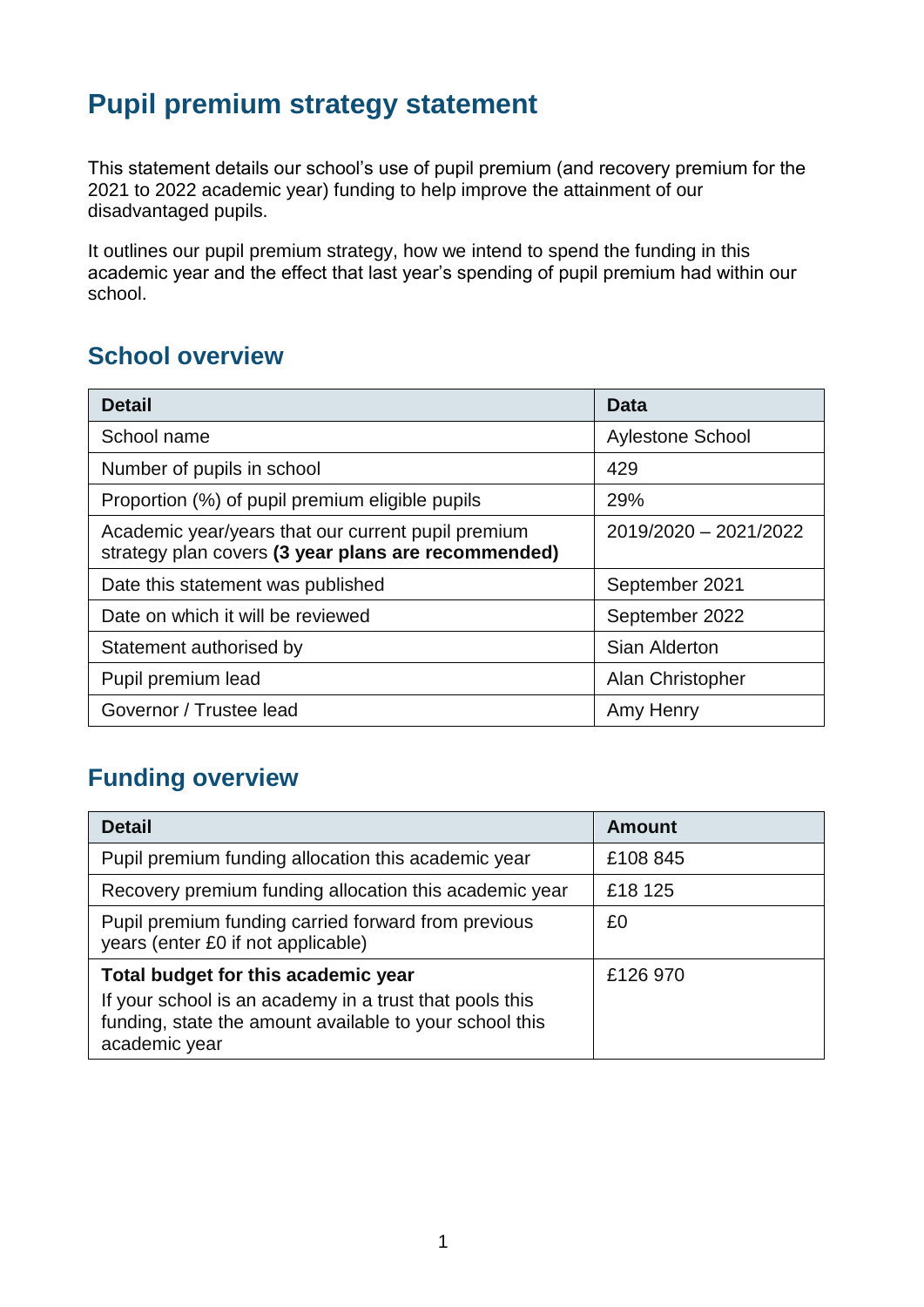# Pupil premium strategy statement

This statement details our school's use of pupil premium (and recovery premium for the 2021 to 2022 academic year) funding to help improve the attainment of our disadvantaged pupils.

It outlines our pupil premium strategy, how we intend to spend the funding in this academic year and the effect that last year's spending of pupil premium had within our school.

## School overview

| Detail | Data |
|---|---|
| School name | Aylestone School |
| Number of pupils in school | 429 |
| Proportion (%) of pupil premium eligible pupils | 29% |
| Academic year/years that our current pupil premium strategy plan covers **(3 year plans are recommended)** | 2019/2020 – 2021/2022 |
| Date this statement was published | September 2021 |
| Date on which it will be reviewed | September 2022 |
| Statement authorised by | Sian Alderton |
| Pupil premium lead | Alan Christopher |
| Governor / Trustee lead | Amy Henry |

## Funding overview

| Detail | Amount |
|---|---|
| Pupil premium funding allocation this academic year | £108 845 |
| Recovery premium funding allocation this academic year | £18 125 |
| Pupil premium funding carried forward from previous years (enter £0 if not applicable) | £0 |
| **Total budget for this academic year**<br>If your school is an academy in a trust that pools this funding, state the amount available to your school this academic year | £126 970 |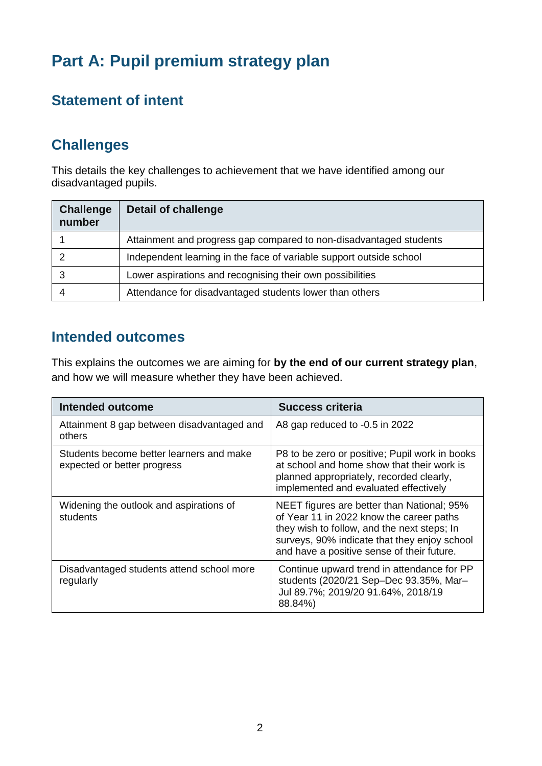# Part A: Pupil premium strategy plan

## Statement of intent

## Challenges

This details the key challenges to achievement that we have identified among our disadvantaged pupils.

| Challenge number | Detail of challenge |
|---|---|
| 1 | Attainment and progress gap compared to non-disadvantaged students |
| 2 | Independent learning in the face of variable support outside school |
| 3 | Lower aspirations and recognising their own possibilities |
| 4 | Attendance for disadvantaged students lower than others |

## Intended outcomes

This explains the outcomes we are aiming for **by the end of our current strategy plan**, and how we will measure whether they have been achieved.

| Intended outcome | Success criteria |
|---|---|
| Attainment 8 gap between disadvantaged and others | A8 gap reduced to -0.5 in 2022 |
| Students become better learners and make expected or better progress | P8 to be zero or positive; Pupil work in books at school and home show that their work is planned appropriately, recorded clearly, implemented and evaluated effectively |
| Widening the outlook and aspirations of students | NEET figures are better than National; 95% of Year 11 in 2022 know the career paths they wish to follow, and the next steps; In surveys, 90% indicate that they enjoy school and have a positive sense of their future. |
| Disadvantaged students attend school more regularly | Continue upward trend in attendance for PP students (2020/21 Sep–Dec 93.35%, Mar–Jul 89.7%; 2019/20 91.64%, 2018/19 88.84%) |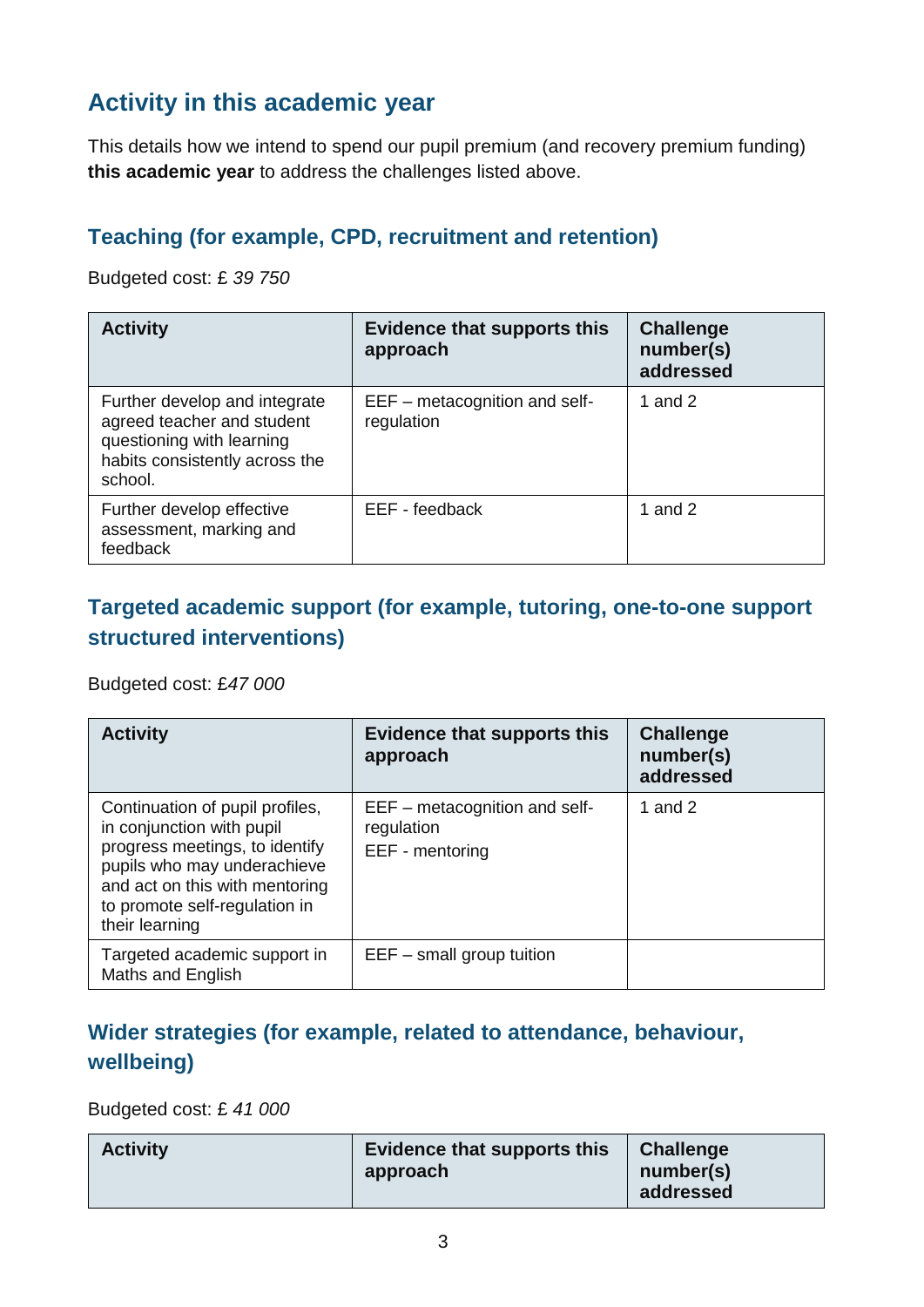## Activity in this academic year

This details how we intend to spend our pupil premium (and recovery premium funding) **this academic year** to address the challenges listed above.

### Teaching (for example, CPD, recruitment and retention)

Budgeted cost: £ *39 750*

| Activity | Evidence that supports this approach | Challenge number(s) addressed |
|---|---|---|
| Further develop and integrate agreed teacher and student questioning with learning habits consistently across the school. | EEF – metacognition and self-regulation | 1 and 2 |
| Further develop effective assessment, marking and feedback | EEF - feedback | 1 and 2 |

### Targeted academic support (for example, tutoring, one-to-one support structured interventions)

Budgeted cost: *£47 000*

| Activity | Evidence that supports this approach | Challenge number(s) addressed |
|---|---|---|
| Continuation of pupil profiles, in conjunction with pupil progress meetings, to identify pupils who may underachieve and act on this with mentoring to promote self-regulation in their learning | EEF – metacognition and self-regulation<br>EEF - mentoring | 1 and 2 |
| Targeted academic support in Maths and English | EEF – small group tuition | |

### Wider strategies (for example, related to attendance, behaviour, wellbeing)

Budgeted cost: £ *41 000*

| Activity | Evidence that supports this approach | Challenge number(s) addressed |
|---|---|---|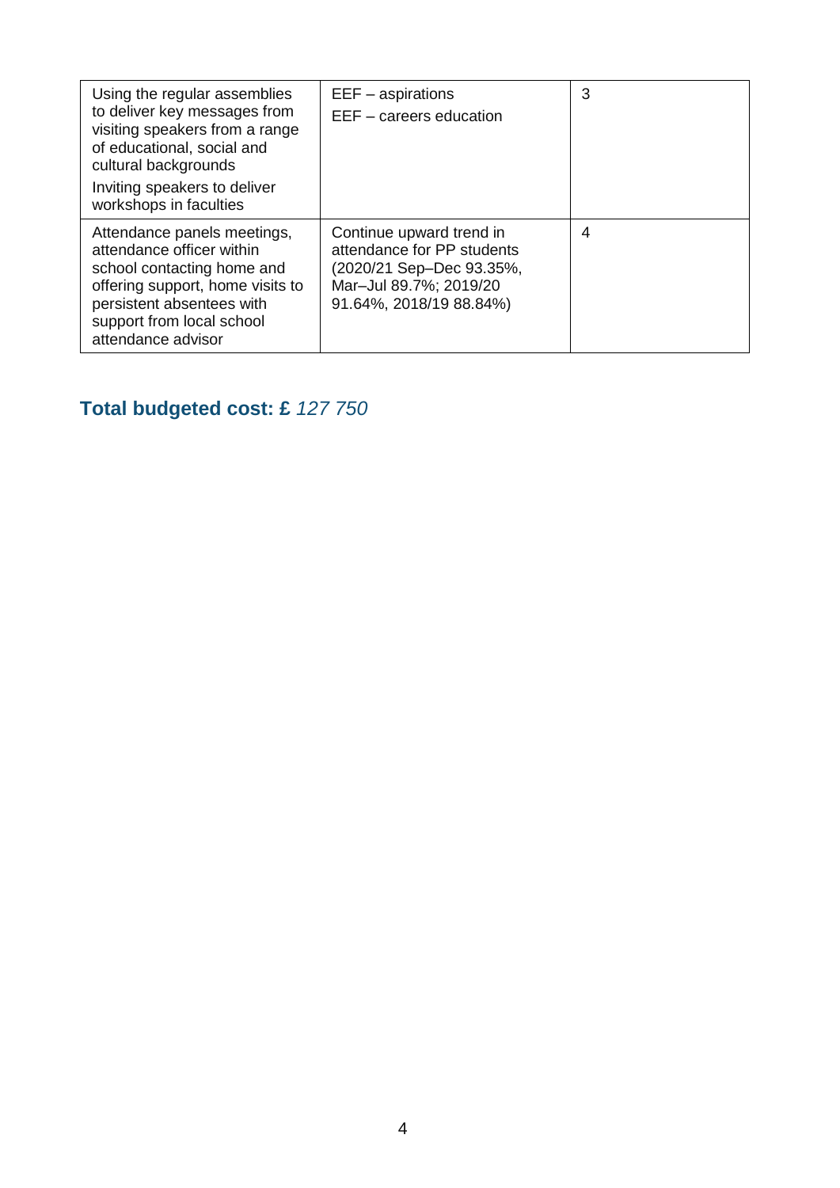| | | |
|---|---|---|
| Using the regular assemblies to deliver key messages from visiting speakers from a range of educational, social and cultural backgrounds<br>Inviting speakers to deliver workshops in faculties | EEF – aspirations<br>EEF – careers education | 3 |
| Attendance panels meetings, attendance officer within school contacting home and offering support, home visits to persistent absentees with support from local school attendance advisor | Continue upward trend in attendance for PP students (2020/21 Sep–Dec 93.35%, Mar–Jul 89.7%; 2019/20 91.64%, 2018/19 88.84%) | 4 |

## Total budgeted cost: £ *127 750*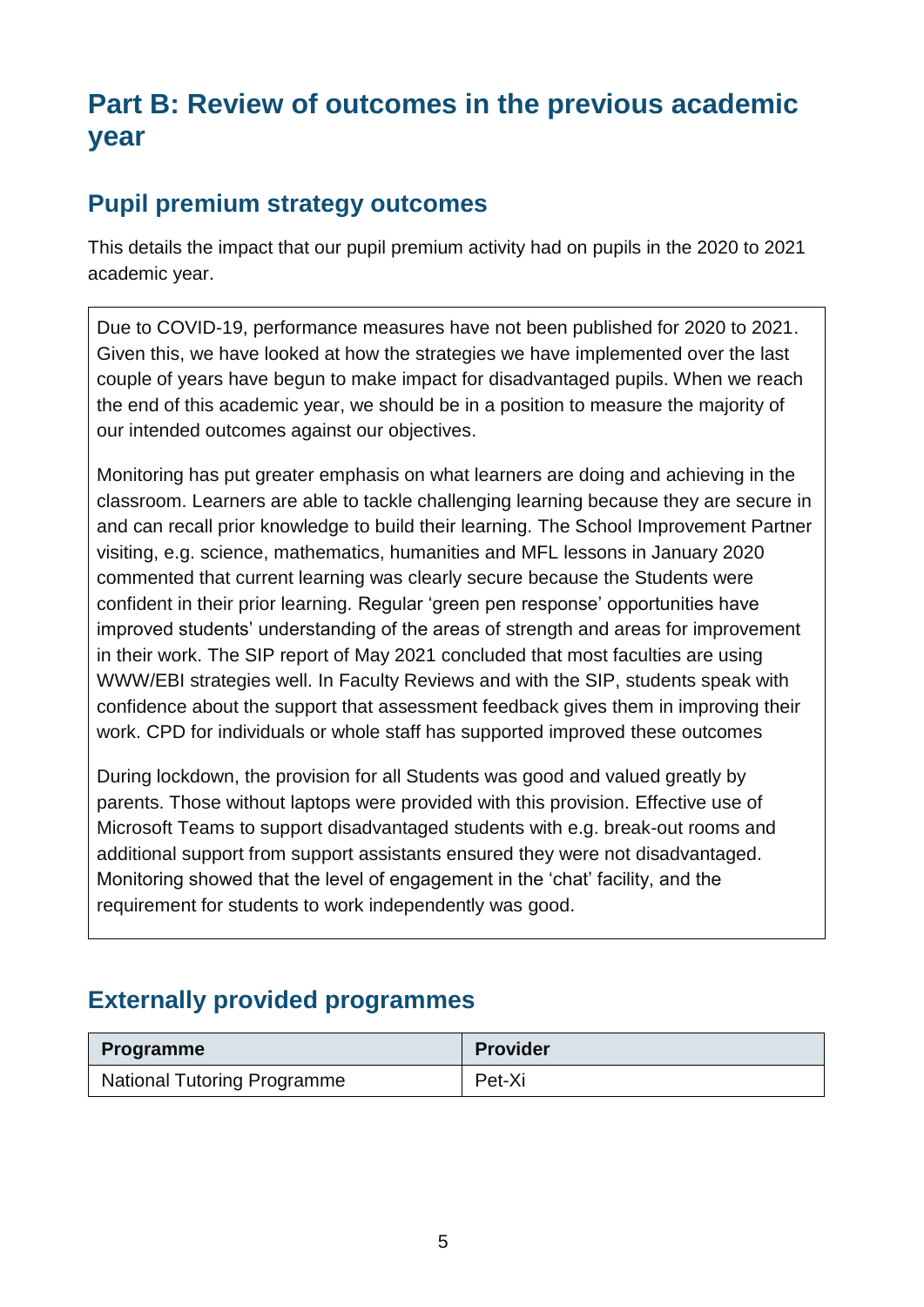# Part B: Review of outcomes in the previous academic year

## Pupil premium strategy outcomes

This details the impact that our pupil premium activity had on pupils in the 2020 to 2021 academic year.

Due to COVID-19, performance measures have not been published for 2020 to 2021. Given this, we have looked at how the strategies we have implemented over the last couple of years have begun to make impact for disadvantaged pupils. When we reach the end of this academic year, we should be in a position to measure the majority of our intended outcomes against our objectives.

Monitoring has put greater emphasis on what learners are doing and achieving in the classroom. Learners are able to tackle challenging learning because they are secure in and can recall prior knowledge to build their learning. The School Improvement Partner visiting, e.g. science, mathematics, humanities and MFL lessons in January 2020 commented that current learning was clearly secure because the Students were confident in their prior learning. Regular 'green pen response' opportunities have improved students' understanding of the areas of strength and areas for improvement in their work. The SIP report of May 2021 concluded that most faculties are using WWW/EBI strategies well. In Faculty Reviews and with the SIP, students speak with confidence about the support that assessment feedback gives them in improving their work. CPD for individuals or whole staff has supported improved these outcomes

During lockdown, the provision for all Students was good and valued greatly by parents. Those without laptops were provided with this provision. Effective use of Microsoft Teams to support disadvantaged students with e.g. break-out rooms and additional support from support assistants ensured they were not disadvantaged. Monitoring showed that the level of engagement in the 'chat' facility, and the requirement for students to work independently was good.

## Externally provided programmes

| Programme | Provider |
|---|---|
| National Tutoring Programme | Pet-Xi |